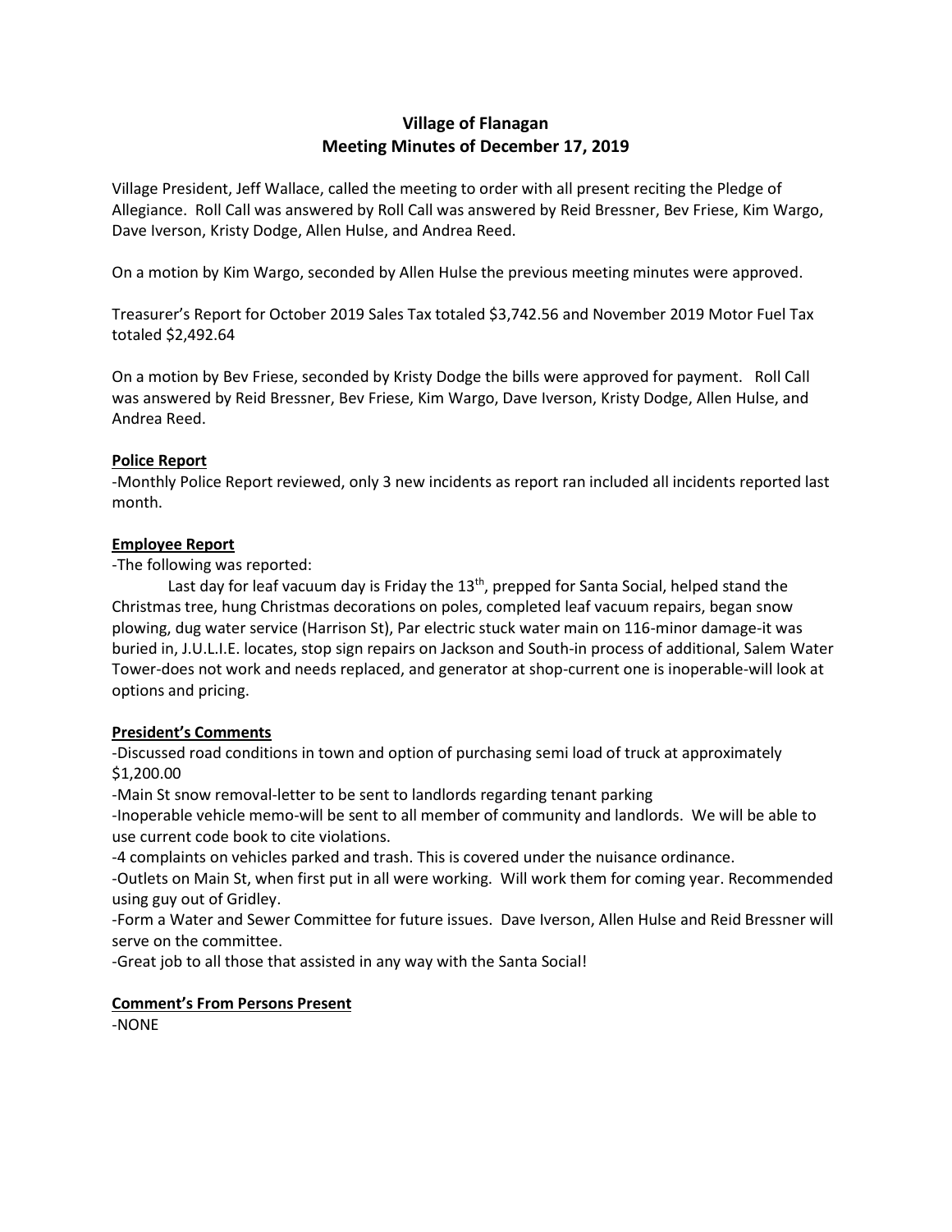# Village of Flanagan
## Meeting Minutes of December 17, 2019

Village President, Jeff Wallace, called the meeting to order with all present reciting the Pledge of Allegiance. Roll Call was answered by Roll Call was answered by Reid Bressner, Bev Friese, Kim Wargo, Dave Iverson, Kristy Dodge, Allen Hulse, and Andrea Reed.

On a motion by Kim Wargo, seconded by Allen Hulse the previous meeting minutes were approved.

Treasurer's Report for October 2019 Sales Tax totaled $3,742.56 and November 2019 Motor Fuel Tax totaled $2,492.64

On a motion by Bev Friese, seconded by Kristy Dodge the bills were approved for payment. Roll Call was answered by Reid Bressner, Bev Friese, Kim Wargo, Dave Iverson, Kristy Dodge, Allen Hulse, and Andrea Reed.

**Police Report**

-Monthly Police Report reviewed, only 3 new incidents as report ran included all incidents reported last month.

**Employee Report**

-The following was reported:

Last day for leaf vacuum day is Friday the 13th, prepped for Santa Social, helped stand the Christmas tree, hung Christmas decorations on poles, completed leaf vacuum repairs, began snow plowing, dug water service (Harrison St), Par electric stuck water main on 116-minor damage-it was buried in, J.U.L.I.E. locates, stop sign repairs on Jackson and South-in process of additional, Salem Water Tower-does not work and needs replaced, and generator at shop-current one is inoperable-will look at options and pricing.

**President's Comments**

-Discussed road conditions in town and option of purchasing semi load of truck at approximately $1,200.00

-Main St snow removal-letter to be sent to landlords regarding tenant parking

-Inoperable vehicle memo-will be sent to all member of community and landlords. We will be able to use current code book to cite violations.

-4 complaints on vehicles parked and trash. This is covered under the nuisance ordinance.

-Outlets on Main St, when first put in all were working. Will work them for coming year. Recommended using guy out of Gridley.

-Form a Water and Sewer Committee for future issues. Dave Iverson, Allen Hulse and Reid Bressner will serve on the committee.

-Great job to all those that assisted in any way with the Santa Social!

**Comment's From Persons Present**

-NONE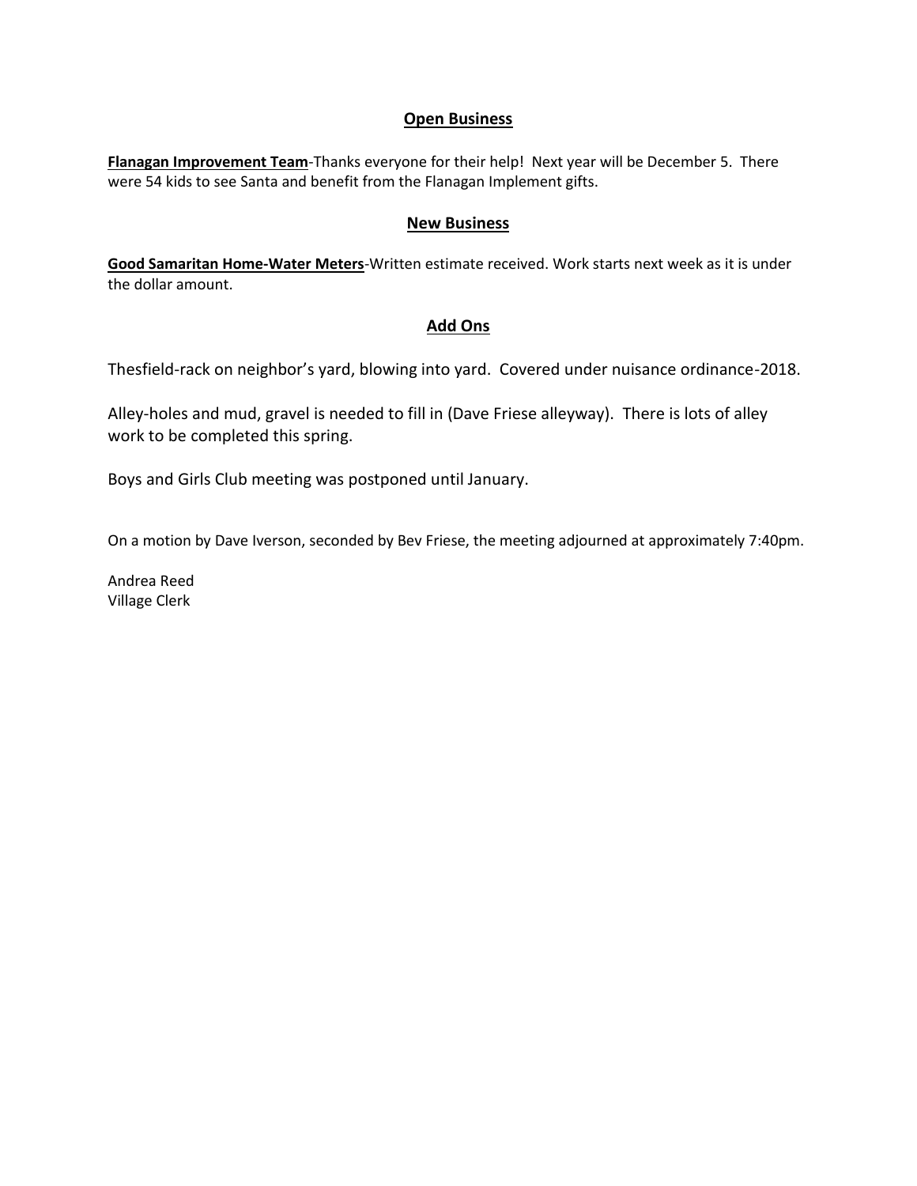## Open Business

**Flanagan Improvement Team**-Thanks everyone for their help! Next year will be December 5. There were 54 kids to see Santa and benefit from the Flanagan Implement gifts.

## New Business

**Good Samaritan Home-Water Meters**-Written estimate received. Work starts next week as it is under the dollar amount.

## Add Ons

Thesfield-rack on neighbor's yard, blowing into yard. Covered under nuisance ordinance-2018.

Alley-holes and mud, gravel is needed to fill in (Dave Friese alleyway). There is lots of alley work to be completed this spring.

Boys and Girls Club meeting was postponed until January.

On a motion by Dave Iverson, seconded by Bev Friese, the meeting adjourned at approximately 7:40pm.

Andrea Reed
Village Clerk